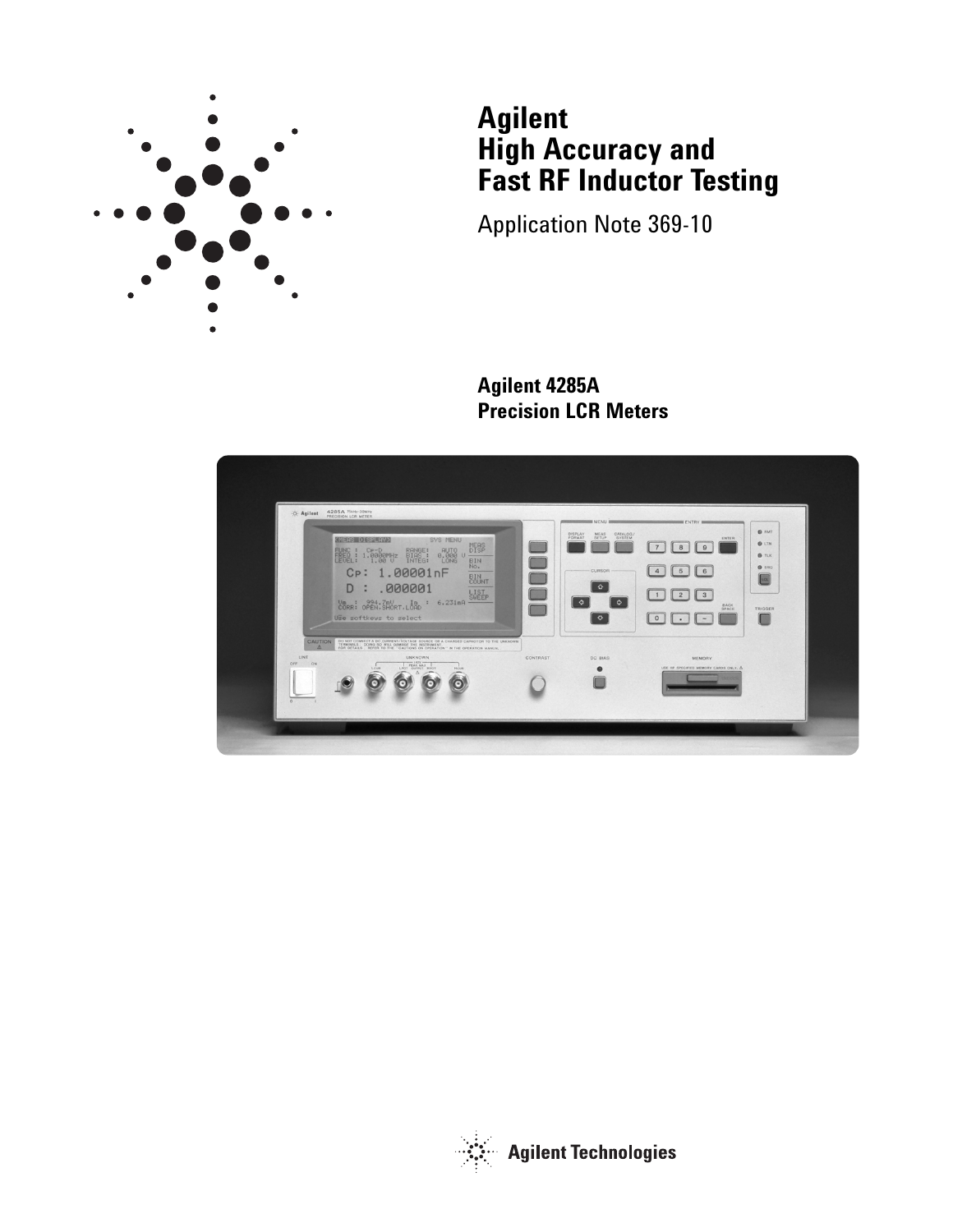# Agilent High Accuracy and Fast RF Inductor Testing

Application Note 369-10

**Agilent 4285A Precision LCR Meters**

Agilent Technologies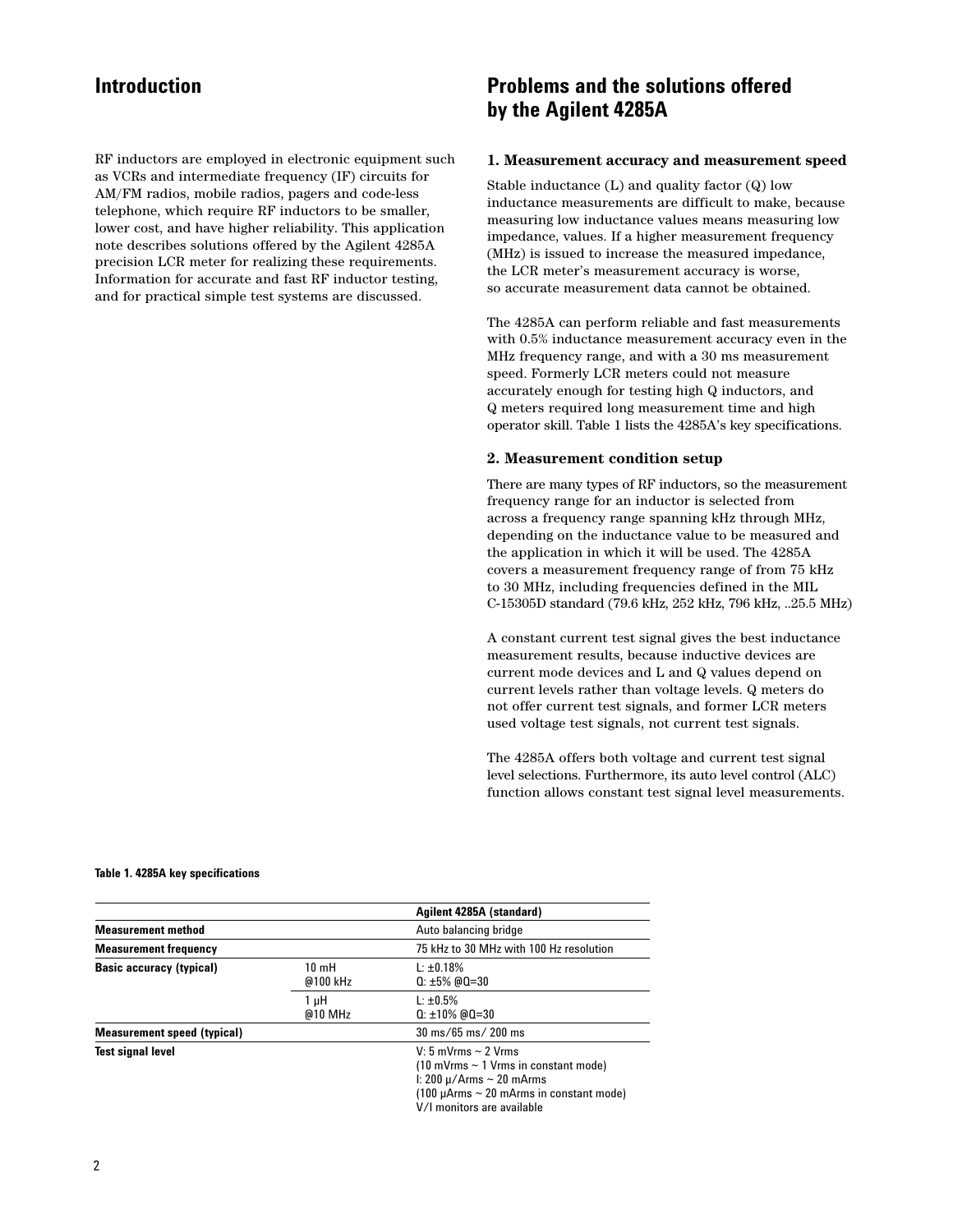## Introduction

RF inductors are employed in electronic equipment such as VCRs and intermediate frequency (IF) circuits for AM/FM radios, mobile radios, pagers and code-less telephone, which require RF inductors to be smaller, lower cost, and have higher reliability. This application note describes solutions offered by the Agilent 4285A precision LCR meter for realizing these requirements. Information for accurate and fast RF inductor testing, and for practical simple test systems are discussed.

## Problems and the solutions offered by the Agilent 4285A

### 1. Measurement accuracy and measurement speed

Stable inductance (L) and quality factor (Q) low inductance measurements are difficult to make, because measuring low inductance values means measuring low impedance, values. If a higher measurement frequency (MHz) is issued to increase the measured impedance, the LCR meter's measurement accuracy is worse, so accurate measurement data cannot be obtained.

The 4285A can perform reliable and fast measurements with 0.5% inductance measurement accuracy even in the MHz frequency range, and with a 30 ms measurement speed. Formerly LCR meters could not measure accurately enough for testing high Q inductors, and Q meters required long measurement time and high operator skill. Table 1 lists the 4285A's key specifications.

### 2. Measurement condition setup

There are many types of RF inductors, so the measurement frequency range for an inductor is selected from across a frequency range spanning kHz through MHz, depending on the inductance value to be measured and the application in which it will be used. The 4285A covers a measurement frequency range of from 75 kHz to 30 MHz, including frequencies defined in the MIL C-15305D standard (79.6 kHz, 252 kHz, 796 kHz, ..25.5 MHz)

A constant current test signal gives the best inductance measurement results, because inductive devices are current mode devices and L and Q values depend on current levels rather than voltage levels. Q meters do not offer current test signals, and former LCR meters used voltage test signals, not current test signals.

The 4285A offers both voltage and current test signal level selections. Furthermore, its auto level control (ALC) function allows constant test signal level measurements.

**Table 1. 4285A key specifications**

| | | Agilent 4285A (standard) |
|---|---|---|
| **Measurement method** | | Auto balancing bridge |
| **Measurement frequency** | | 75 kHz to 30 MHz with 100 Hz resolution |
| **Basic accuracy (typical)** | 10 mH @100 kHz | L: ±0.18%<br>Q: ±5% @Q=30 |
| | 1 μH @10 MHz | L: ±0.5%<br>Q: ±10% @Q=30 |
| **Measurement speed (typical)** | | 30 ms/65 ms/ 200 ms |
| **Test signal level** | | V: 5 mVrms ~ 2 Vrms<br>(10 mVrms ~ 1 Vrms in constant mode)<br>I: 200 μ/Arms ~ 20 mArms<br>(100 μArms ~ 20 mArms in constant mode)<br>V/I monitors are available |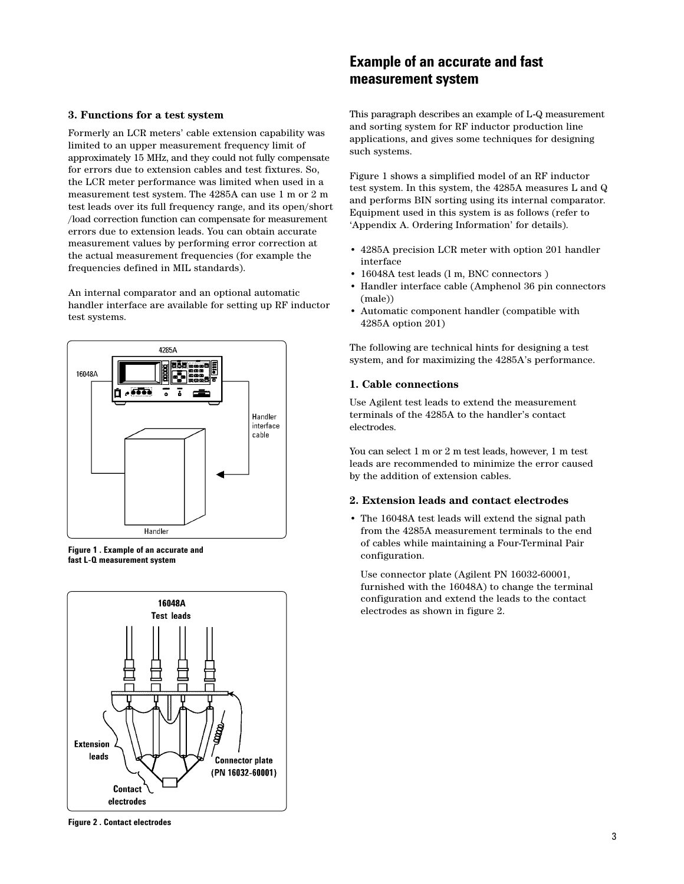### 3. Functions for a test system

Formerly an LCR meters' cable extension capability was limited to an upper measurement frequency limit of approximately 15 MHz, and they could not fully compensate for errors due to extension cables and test fixtures. So, the LCR meter performance was limited when used in a measurement test system. The 4285A can use 1 m or 2 m test leads over its full frequency range, and its open/short /load correction function can compensate for measurement errors due to extension leads. You can obtain accurate measurement values by performing error correction at the actual measurement frequencies (for example the frequencies defined in MIL standards).

An internal comparator and an optional automatic handler interface are available for setting up RF inductor test systems.

**Figure 1 . Example of an accurate and fast L-Q measurement system**

**Figure 2 . Contact electrodes**

## Example of an accurate and fast measurement system

This paragraph describes an example of L-Q measurement and sorting system for RF inductor production line applications, and gives some techniques for designing such systems.

Figure 1 shows a simplified model of an RF inductor test system. In this system, the 4285A measures L and Q and performs BIN sorting using its internal comparator. Equipment used in this system is as follows (refer to 'Appendix A. Ordering Information' for details).

- 4285A precision LCR meter with option 201 handler interface
- 16048A test leads (l m, BNC connectors )
- Handler interface cable (Amphenol 36 pin connectors (male))
- Automatic component handler (compatible with 4285A option 201)

The following are technical hints for designing a test system, and for maximizing the 4285A's performance.

### 1. Cable connections

Use Agilent test leads to extend the measurement terminals of the 4285A to the handler's contact electrodes.

You can select 1 m or 2 m test leads, however, 1 m test leads are recommended to minimize the error caused by the addition of extension cables.

### 2. Extension leads and contact electrodes

- The 16048A test leads will extend the signal path from the 4285A measurement terminals to the end of cables while maintaining a Four-Terminal Pair configuration.

  Use connector plate (Agilent PN 16032-60001, furnished with the 16048A) to change the terminal configuration and extend the leads to the contact electrodes as shown in figure 2.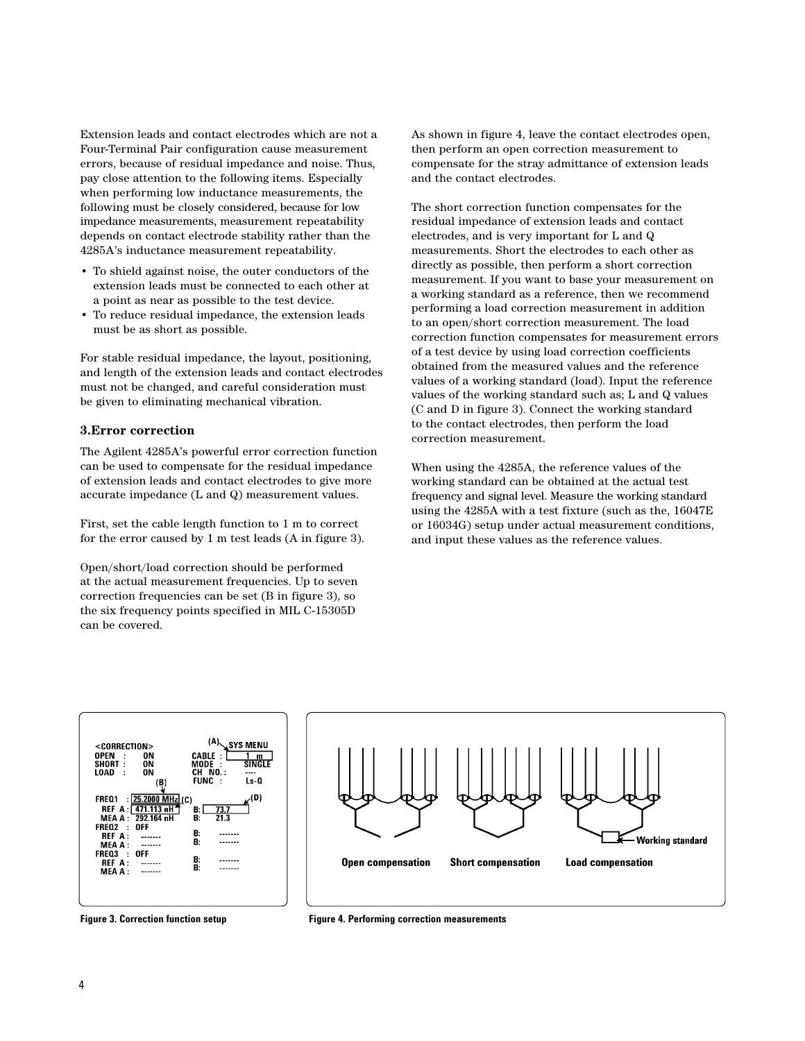Extension leads and contact electrodes which are not a Four-Terminal Pair configuration cause measurement errors, because of residual impedance and noise. Thus, pay close attention to the following items. Especially when performing low inductance measurements, the following must be closely considered, because for low impedance measurements, measurement repeatability depends on contact electrode stability rather than the 4285A's inductance measurement repeatability.

- To shield against noise, the outer conductors of the extension leads must be connected to each other at a point as near as possible to the test device.
- To reduce residual impedance, the extension leads must be as short as possible.

For stable residual impedance, the layout, positioning, and length of the extension leads and contact electrodes must not be changed, and careful consideration must be given to eliminating mechanical vibration.

### 3.Error correction

The Agilent 4285A's powerful error correction function can be used to compensate for the residual impedance of extension leads and contact electrodes to give more accurate impedance (L and Q) measurement values.

First, set the cable length function to 1 m to correct for the error caused by 1 m test leads (A in figure 3).

Open/short/load correction should be performed at the actual measurement frequencies. Up to seven correction frequencies can be set (B in figure 3), so the six frequency points specified in MIL C-15305D can be covered.

As shown in figure 4, leave the contact electrodes open, then perform an open correction measurement to compensate for the stray admittance of extension leads and the contact electrodes.

The short correction function compensates for the residual impedance of extension leads and contact electrodes, and is very important for L and Q measurements. Short the electrodes to each other as directly as possible, then perform a short correction measurement. If you want to base your measurement on a working standard as a reference, then we recommend performing a load correction measurement in addition to an open/short correction measurement. The load correction function compensates for measurement errors of a test device by using load correction coefficients obtained from the measured values and the reference values of a working standard (load). Input the reference values of the working standard such as; L and Q values (C and D in figure 3). Connect the working standard to the contact electrodes, then perform the load correction measurement.

When using the 4285A, the reference values of the working standard can be obtained at the actual test frequency and signal level. Measure the working standard using the 4285A with a test fixture (such as the, 16047E or 16034G) setup under actual measurement conditions, and input these values as the reference values.

```
<CORRECTION>                    (A) SYS MENU
OPEN   :    ON            CABLE  :   1 m
SHORT  :    ON            MODE   :   SINGLE
LOAD   :    ON            CH NO. :   ----
              (B)         FUNC   :   Ls-Q

FREQ1   : 25.2000 MHz (C)              (D)
  REF A : 471.113 nH      B:   73.7
  MEA A : 292.164 nH      B:   21.3
FREQ2   : OFF
  REF A : -------         B:   -------
  MEA A : -------         B:   -------
FREQ3   : OFF
  REF A : -------         B:   -------
  MEA A : -------         B:   -------
```

Figure 3. Correction function setup

Open compensation    Short compensation    Load compensation    Working standard

Figure 4. Performing correction measurements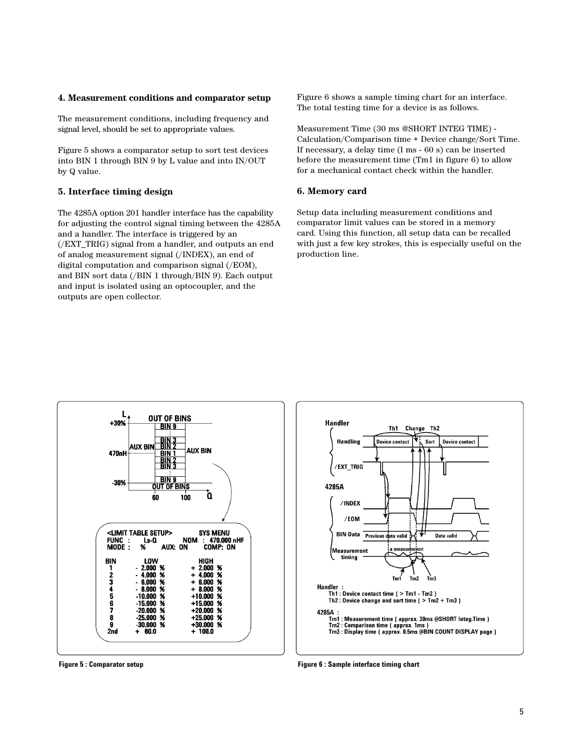## 4. Measurement conditions and comparator setup

The measurement conditions, including frequency and signal level, should be set to appropriate values.

Figure 5 shows a comparator setup to sort test devices into BIN 1 through BIN 9 by L value and into IN/OUT by Q value.

## 5. Interface timing design

The 4285A option 201 handler interface has the capability for adjusting the control signal timing between the 4285A and a handler. The interface is triggered by an (/EXT_TRIG) signal from a handler, and outputs an end of analog measurement signal (/INDEX), an end of digital computation and comparison signal (/EOM), and BIN sort data (/BIN 1 through/BIN 9). Each output and input is isolated using an optocoupler, and the outputs are open collector.

Figure 6 shows a sample timing chart for an interface. The total testing time for a device is as follows.

Measurement Time (30 ms @SHORT INTEG TIME) - Calculation/Comparison time + Device change/Sort Time. If necessary, a delay time (l ms - 60 s) can be inserted before the measurement time (Tm1 in figure 6) to allow for a mechanical contact check within the handler.

## 6. Memory card

Setup data including measurement conditions and comparator limit values can be stored in a memory card. Using this function, all setup data can be recalled with just a few key strokes, this is especially useful on the production line.

```
<LIMIT TABLE SETUP>          SYS MENU
FUNC :    Ls-Q         NOM :  470.000 nHF
MODE :    %     AUX: ON       COMP: ON

BIN        LOW            HIGH
 1      -  2.000  %     +  2.000  %
 2      -  4.000  %     +  4.000  %
 3      -  6.000  %     +  6.000  %
 4      -  8.000  %     +  8.000  %
 5      -10.000  %      +10.000  %
 6      -15.000  %      +15.000  %
 7      -20.000  %      +20.000  %
 8      -25.000  %      +25.000  %
 9      -30.000  %      +30.000  %
2nd     +  60.0         +  100.0
```

Figure 5 : Comparator setup

Handler :
Th1 : Device contact time ( > Tm1 - Tm2 )
Th2 : Device change and sort time ( > Tm2 + Tm3 )

4285A :
Tm1 : Measurement time ( approx. 30ms @SHORT Integ.Time )
Tm2 : Comparison time ( approx. 1ms )
Tm3 : Display time ( approx. 0.5ms @BIN COUNT DISPLAY page )

Figure 6 : Sample interface timing chart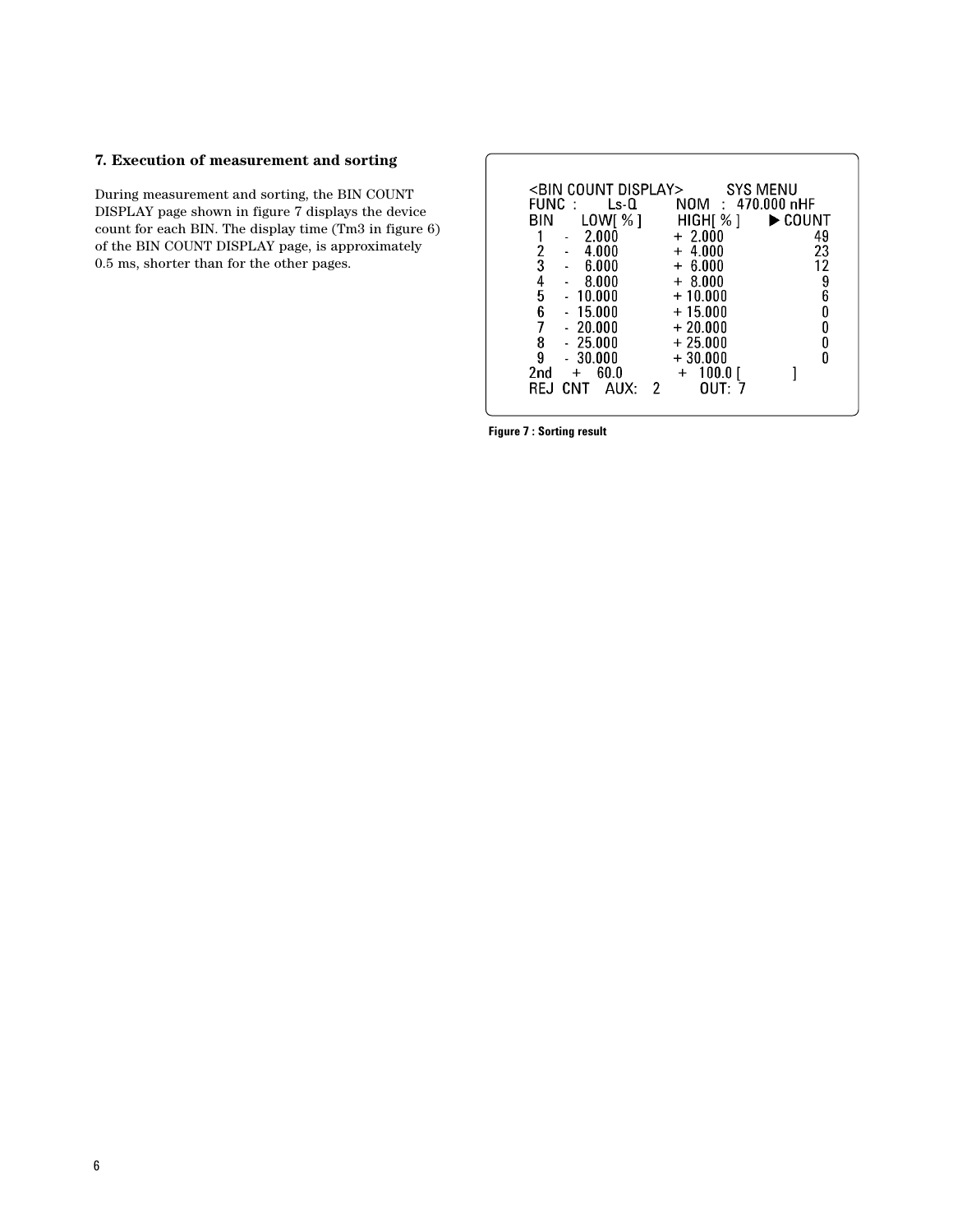### 7. Execution of measurement and sorting

During measurement and sorting, the BIN COUNT DISPLAY page shown in figure 7 displays the device count for each BIN. The display time (Tm3 in figure 6) of the BIN COUNT DISPLAY page, is approximately 0.5 ms, shorter than for the other pages.

```
<BIN COUNT DISPLAY>          SYS MENU
FUNC :     Ls-Q       NOM  :  470.000 nHF
BIN      LOW[ % ]       HIGH[ % ]      ▶ COUNT
 1    -   2.000        +  2.000            49
 2    -   4.000        +  4.000            23
 3    -   6.000        +  6.000            12
 4    -   8.000        +  8.000             9
 5    -  10.000        + 10.000             6
 6    -  15.000        + 15.000             0
 7    -  20.000        + 20.000             0
 8    -  25.000        + 25.000             0
 9    -  30.000        + 30.000             0
2nd    +   60.0         +  100.0 [          ]
REJ  CNT    AUX:   2        OUT:  7
```

**Figure 7 : Sorting result**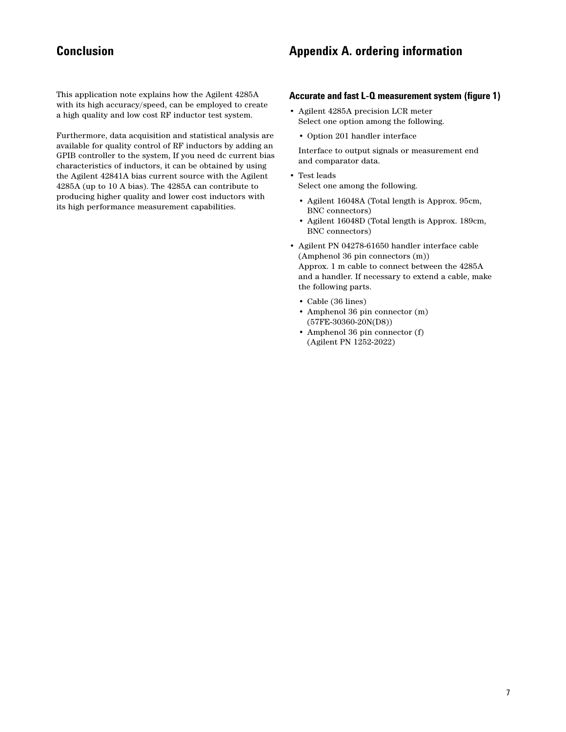## Conclusion

This application note explains how the Agilent 4285A with its high accuracy/speed, can be employed to create a high quality and low cost RF inductor test system.

Furthermore, data acquisition and statistical analysis are available for quality control of RF inductors by adding an GPIB controller to the system, If you need dc current bias characteristics of inductors, it can be obtained by using the Agilent 42841A bias current source with the Agilent 4285A (up to 10 A bias). The 4285A can contribute to producing higher quality and lower cost inductors with its high performance measurement capabilities.

## Appendix A. ordering information

### Accurate and fast L-Q measurement system (figure 1)

- Agilent 4285A precision LCR meter
  Select one option among the following.
  - Option 201 handler interface

  Interface to output signals or measurement end and comparator data.
- Test leads
  Select one among the following.
  - Agilent 16048A (Total length is Approx. 95cm, BNC connectors)
  - Agilent 16048D (Total length is Approx. 189cm, BNC connectors)
- Agilent PN 04278-61650 handler interface cable (Amphenol 36 pin connectors (m))
  Approx. 1 m cable to connect between the 4285A and a handler. If necessary to extend a cable, make the following parts.
  - Cable (36 lines)
  - Amphenol 36 pin connector (m) (57FE-30360-20N(D8))
  - Amphenol 36 pin connector (f) (Agilent PN 1252-2022)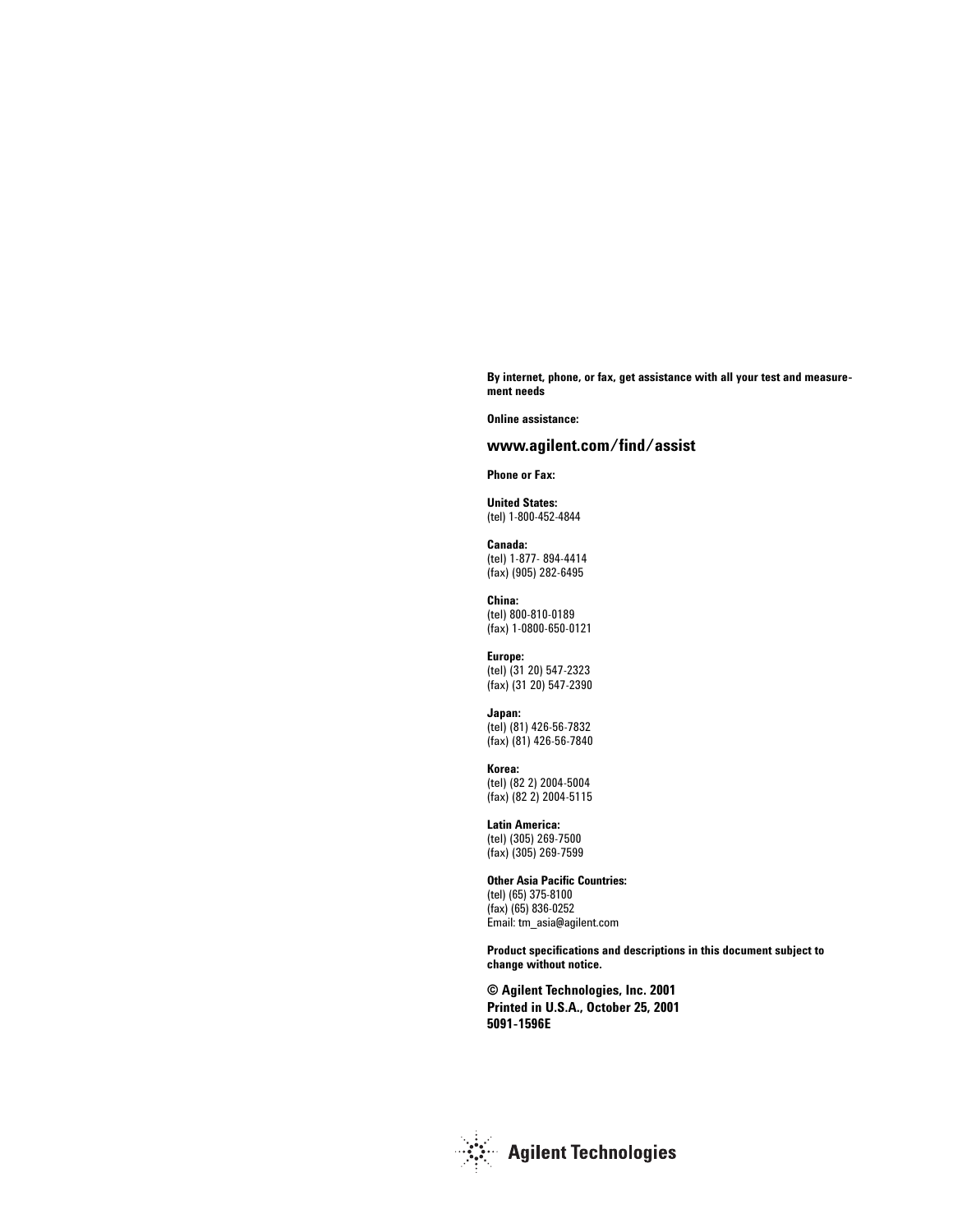**By internet, phone, or fax, get assistance with all your test and measurement needs**

**Online assistance:**

**www.agilent.com/find/assist**

**Phone or Fax:**

**United States:**
(tel) 1-800-452-4844

**Canada:**
(tel) 1-877- 894-4414
(fax) (905) 282-6495

**China:**
(tel) 800-810-0189
(fax) 1-0800-650-0121

**Europe:**
(tel) (31 20) 547-2323
(fax) (31 20) 547-2390

**Japan:**
(tel) (81) 426-56-7832
(fax) (81) 426-56-7840

**Korea:**
(tel) (82 2) 2004-5004
(fax) (82 2) 2004-5115

**Latin America:**
(tel) (305) 269-7500
(fax) (305) 269-7599

**Other Asia Pacific Countries:**
(tel) (65) 375-8100
(fax) (65) 836-0252
Email: tm_asia@agilent.com

**Product specifications and descriptions in this document subject to change without notice.**

**© Agilent Technologies, Inc. 2001**
**Printed in U.S.A., October 25, 2001**
**5091-1596E**

**Agilent Technologies**